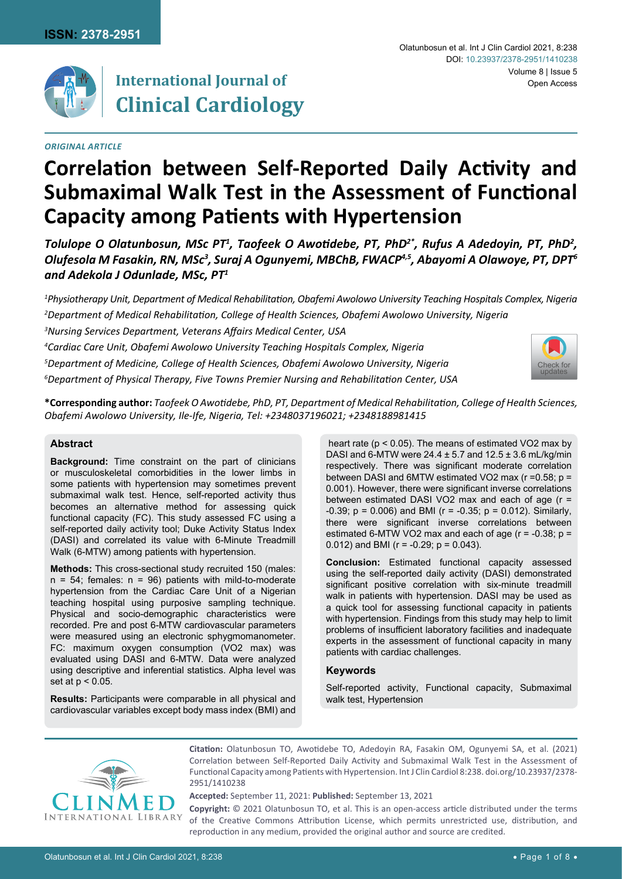**ORIGINAL ARTICLE**

# Correlation between Self-Reported Daily Activity and Submaximal Walk Test in the Assessment of Functional Capacity among Patients with Hypertension

***Tolulope O Olatunbosun, MSc PT[1], Taofeek O Awotidebe, PT, PhD[2*], Rufus A Adedoyin, PT, PhD[2], Olufesola M Fasakin, RN, MSc[3], Suraj A Ogunyemi, MBChB, FWACP[4,5], Abayomi A Olawoye, PT, DPT[6] and Adekola J Odunlade, MSc, PT[1]***

*[1]Physiotherapy Unit, Department of Medical Rehabilitation, Obafemi Awolowo University Teaching Hospitals Complex, Nigeria*

*[2]Department of Medical Rehabilitation, College of Health Sciences, Obafemi Awolowo University, Nigeria*

*[3]Nursing Services Department, Veterans Affairs Medical Center, USA*

*[4]Cardiac Care Unit, Obafemi Awolowo University Teaching Hospitals Complex, Nigeria*

*[5]Department of Medicine, College of Health Sciences, Obafemi Awolowo University, Nigeria*

*[6]Department of Physical Therapy, Five Towns Premier Nursing and Rehabilitation Center, USA*

**\*Corresponding author:** *Taofeek O Awotidebe, PhD, PT, Department of Medical Rehabilitation, College of Health Sciences, Obafemi Awolowo University, Ile-Ife, Nigeria, Tel: +2348037196021; +2348188981415*

## Abstract

**Background:** Time constraint on the part of clinicians or musculoskeletal comorbidities in the lower limbs in some patients with hypertension may sometimes prevent submaximal walk test. Hence, self-reported activity thus becomes an alternative method for assessing quick functional capacity (FC). This study assessed FC using a self-reported daily activity tool; Duke Activity Status Index (DASI) and correlated its value with 6-Minute Treadmill Walk (6-MTW) among patients with hypertension.

**Methods:** This cross-sectional study recruited 150 (males: n = 54; females: n = 96) patients with mild-to-moderate hypertension from the Cardiac Care Unit of a Nigerian teaching hospital using purposive sampling technique. Physical and socio-demographic characteristics were recorded. Pre and post 6-MTW cardiovascular parameters were measured using an electronic sphygmomanometer. FC: maximum oxygen consumption (VO2 max) was evaluated using DASI and 6-MTW. Data were analyzed using descriptive and inferential statistics. Alpha level was set at $p < 0.05$.

**Results:** Participants were comparable in all physical and cardiovascular variables except body mass index (BMI) and heart rate ($p < 0.05$). The means of estimated VO2 max by DASI and 6-MTW were 24.4 ± 5.7 and 12.5 ± 3.6 mL/kg/min respectively. There was significant moderate correlation between DASI and 6MTW estimated VO2 max ($r = 0.58$; $p = 0.001$). However, there were significant inverse correlations between estimated DASI VO2 max and each of age ($r = -0.39$; $p = 0.006$) and BMI ($r = -0.35$; $p = 0.012$). Similarly, there were significant inverse correlations between estimated 6-MTW VO2 max and each of age ($r = -0.38$; $p = 0.012$) and BMI ($r = -0.29$; $p = 0.043$).

**Conclusion:** Estimated functional capacity assessed using the self-reported daily activity (DASI) demonstrated significant positive correlation with six-minute treadmill walk in patients with hypertension. DASI may be used as a quick tool for assessing functional capacity in patients with hypertension. Findings from this study may help to limit problems of insufficient laboratory facilities and inadequate experts in the assessment of functional capacity in many patients with cardiac challenges.

### Keywords

Self-reported activity, Functional capacity, Submaximal walk test, Hypertension

**Citation:** Olatunbosun TO, Awotidebe TO, Adedoyin RA, Fasakin OM, Ogunyemi SA, et al. (2021) Correlation between Self-Reported Daily Activity and Submaximal Walk Test in the Assessment of Functional Capacity among Patients with Hypertension. Int J Clin Cardiol 8:238. doi.org/10.23937/2378-2951/1410238

**Accepted:** September 11, 2021: **Published:** September 13, 2021

**Copyright:** © 2021 Olatunbosun TO, et al. This is an open-access article distributed under the terms of the Creative Commons Attribution License, which permits unrestricted use, distribution, and reproduction in any medium, provided the original author and source are credited.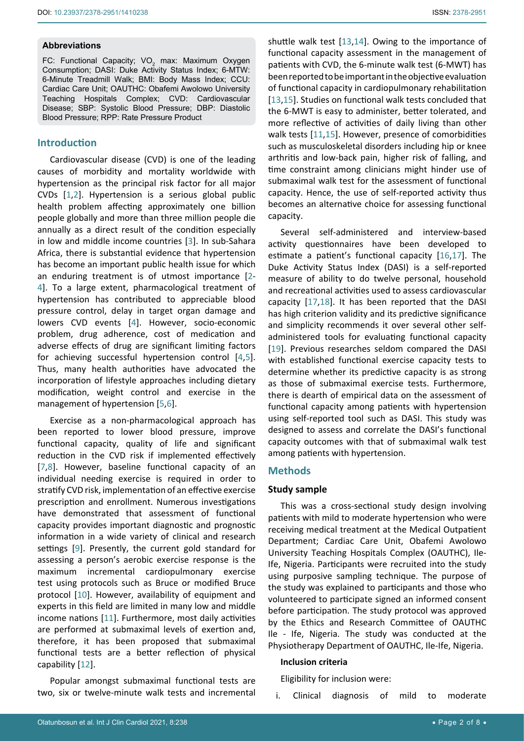### Abbreviations

FC: Functional Capacity; $VO_2$ max: Maximum Oxygen Consumption; DASI: Duke Activity Status Index; 6-MTW: 6-Minute Treadmill Walk; BMI: Body Mass Index; CCU: Cardiac Care Unit; OAUTHC: Obafemi Awolowo University Teaching Hospitals Complex; CVD: Cardiovascular Disease; SBP: Systolic Blood Pressure; DBP: Diastolic Blood Pressure; RPP: Rate Pressure Product

## Introduction

Cardiovascular disease (CVD) is one of the leading causes of morbidity and mortality worldwide with hypertension as the principal risk factor for all major CVDs [1,2]. Hypertension is a serious global public health problem affecting approximately one billion people globally and more than three million people die annually as a direct result of the condition especially in low and middle income countries [3]. In sub-Sahara Africa, there is substantial evidence that hypertension has become an important public health issue for which an enduring treatment is of utmost importance [2-4]. To a large extent, pharmacological treatment of hypertension has contributed to appreciable blood pressure control, delay in target organ damage and lowers CVD events [4]. However, socio-economic problem, drug adherence, cost of medication and adverse effects of drug are significant limiting factors for achieving successful hypertension control [4,5]. Thus, many health authorities have advocated the incorporation of lifestyle approaches including dietary modification, weight control and exercise in the management of hypertension [5,6].

Exercise as a non-pharmacological approach has been reported to lower blood pressure, improve functional capacity, quality of life and significant reduction in the CVD risk if implemented effectively [7,8]. However, baseline functional capacity of an individual needing exercise is required in order to stratify CVD risk, implementation of an effective exercise prescription and enrollment. Numerous investigations have demonstrated that assessment of functional capacity provides important diagnostic and prognostic information in a wide variety of clinical and research settings [9]. Presently, the current gold standard for assessing a person's aerobic exercise response is the maximum incremental cardiopulmonary exercise test using protocols such as Bruce or modified Bruce protocol [10]. However, availability of equipment and experts in this field are limited in many low and middle income nations [11]. Furthermore, most daily activities are performed at submaximal levels of exertion and, therefore, it has been proposed that submaximal functional tests are a better reflection of physical capability [12].

Popular amongst submaximal functional tests are two, six or twelve-minute walk tests and incremental shuttle walk test [13,14]. Owing to the importance of functional capacity assessment in the management of patients with CVD, the 6-minute walk test (6-MWT) has been reported to be important in the objective evaluation of functional capacity in cardiopulmonary rehabilitation [13,15]. Studies on functional walk tests concluded that the 6-MWT is easy to administer, better tolerated, and more reflective of activities of daily living than other walk tests [11,15]. However, presence of comorbidities such as musculoskeletal disorders including hip or knee arthritis and low-back pain, higher risk of falling, and time constraint among clinicians might hinder use of submaximal walk test for the assessment of functional capacity. Hence, the use of self-reported activity thus becomes an alternative choice for assessing functional capacity.

Several self-administered and interview-based activity questionnaires have been developed to estimate a patient's functional capacity [16,17]. The Duke Activity Status Index (DASI) is a self-reported measure of ability to do twelve personal, household and recreational activities used to assess cardiovascular capacity [17,18]. It has been reported that the DASI has high criterion validity and its predictive significance and simplicity recommends it over several other self-administered tools for evaluating functional capacity [19]. Previous researches seldom compared the DASI with established functional exercise capacity tests to determine whether its predictive capacity is as strong as those of submaximal exercise tests. Furthermore, there is dearth of empirical data on the assessment of functional capacity among patients with hypertension using self-reported tool such as DASI. This study was designed to assess and correlate the DASI's functional capacity outcomes with that of submaximal walk test among patients with hypertension.

## Methods

### Study sample

This was a cross-sectional study design involving patients with mild to moderate hypertension who were receiving medical treatment at the Medical Outpatient Department; Cardiac Care Unit, Obafemi Awolowo University Teaching Hospitals Complex (OAUTHC), Ile-Ife, Nigeria. Participants were recruited into the study using purposive sampling technique. The purpose of the study was explained to participants and those who volunteered to participate signed an informed consent before participation. The study protocol was approved by the Ethics and Research Committee of OAUTHC Ile - Ife, Nigeria. The study was conducted at the Physiotherapy Department of OAUTHC, Ile-Ife, Nigeria.

#### Inclusion criteria

Eligibility for inclusion were:

i. Clinical diagnosis of mild to moderate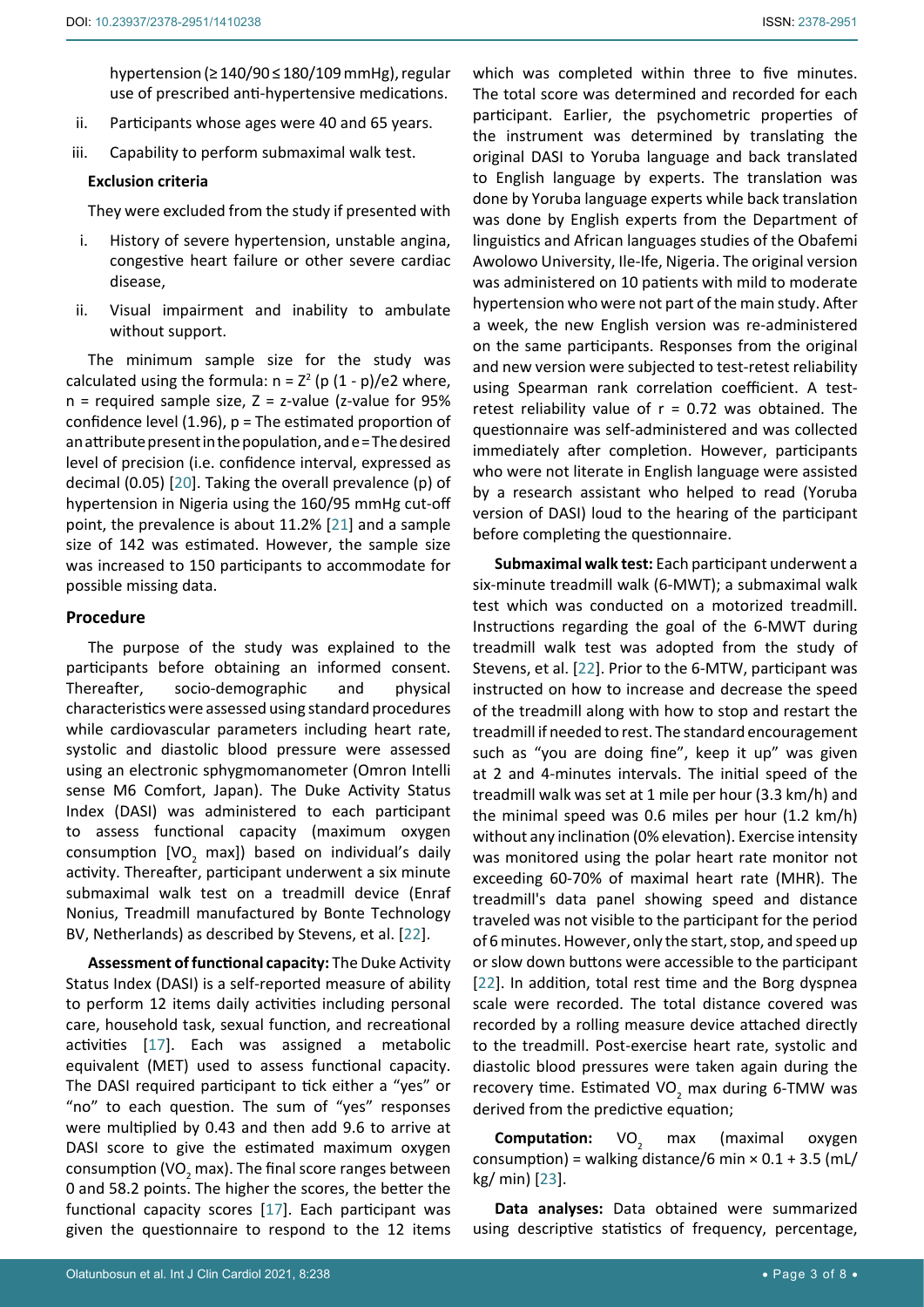hypertension (≥ 140/90 ≤ 180/109 mmHg), regular use of prescribed anti-hypertensive medications.

ii. Participants whose ages were 40 and 65 years.

iii. Capability to perform submaximal walk test.

**Exclusion criteria**

They were excluded from the study if presented with

i. History of severe hypertension, unstable angina, congestive heart failure or other severe cardiac disease,

ii. Visual impairment and inability to ambulate without support.

The minimum sample size for the study was calculated using the formula: $n = Z^2 (p (1 - p)/e2$ where, n = required sample size, Z = z-value (z-value for 95% confidence level (1.96), p = The estimated proportion of an attribute present in the population, and e = The desired level of precision (i.e. confidence interval, expressed as decimal (0.05) [20]. Taking the overall prevalence (p) of hypertension in Nigeria using the 160/95 mmHg cut-off point, the prevalence is about 11.2% [21] and a sample size of 142 was estimated. However, the sample size was increased to 150 participants to accommodate for possible missing data.

## Procedure

The purpose of the study was explained to the participants before obtaining an informed consent. Thereafter, socio-demographic and physical characteristics were assessed using standard procedures while cardiovascular parameters including heart rate, systolic and diastolic blood pressure were assessed using an electronic sphygmomanometer (Omron Intelli sense M6 Comfort, Japan). The Duke Activity Status Index (DASI) was administered to each participant to assess functional capacity (maximum oxygen consumption [$VO_2$ max]) based on individual's daily activity. Thereafter, participant underwent a six minute submaximal walk test on a treadmill device (Enraf Nonius, Treadmill manufactured by Bonte Technology BV, Netherlands) as described by Stevens, et al. [22].

**Assessment of functional capacity:** The Duke Activity Status Index (DASI) is a self-reported measure of ability to perform 12 items daily activities including personal care, household task, sexual function, and recreational activities [17]. Each was assigned a metabolic equivalent (MET) used to assess functional capacity. The DASI required participant to tick either a "yes" or "no" to each question. The sum of "yes" responses were multiplied by 0.43 and then add 9.6 to arrive at DASI score to give the estimated maximum oxygen consumption ($VO_2$ max). The final score ranges between 0 and 58.2 points. The higher the scores, the better the functional capacity scores [17]. Each participant was given the questionnaire to respond to the 12 items which was completed within three to five minutes. The total score was determined and recorded for each participant. Earlier, the psychometric properties of the instrument was determined by translating the original DASI to Yoruba language and back translated to English language by experts. The translation was done by Yoruba language experts while back translation was done by English experts from the Department of linguistics and African languages studies of the Obafemi Awolowo University, Ile-Ife, Nigeria. The original version was administered on 10 patients with mild to moderate hypertension who were not part of the main study. After a week, the new English version was re-administered on the same participants. Responses from the original and new version were subjected to test-retest reliability using Spearman rank correlation coefficient. A test-retest reliability value of $r = 0.72$ was obtained. The questionnaire was self-administered and was collected immediately after completion. However, participants who were not literate in English language were assisted by a research assistant who helped to read (Yoruba version of DASI) loud to the hearing of the participant before completing the questionnaire.

**Submaximal walk test:** Each participant underwent a six-minute treadmill walk (6-MWT); a submaximal walk test which was conducted on a motorized treadmill. Instructions regarding the goal of the 6-MWT during treadmill walk test was adopted from the study of Stevens, et al. [22]. Prior to the 6-MTW, participant was instructed on how to increase and decrease the speed of the treadmill along with how to stop and restart the treadmill if needed to rest. The standard encouragement such as "you are doing fine", keep it up" was given at 2 and 4-minutes intervals. The initial speed of the treadmill walk was set at 1 mile per hour (3.3 km/h) and the minimal speed was 0.6 miles per hour (1.2 km/h) without any inclination (0% elevation). Exercise intensity was monitored using the polar heart rate monitor not exceeding 60-70% of maximal heart rate (MHR). The treadmill's data panel showing speed and distance traveled was not visible to the participant for the period of 6 minutes. However, only the start, stop, and speed up or slow down buttons were accessible to the participant [22]. In addition, total rest time and the Borg dyspnea scale were recorded. The total distance covered was recorded by a rolling measure device attached directly to the treadmill. Post-exercise heart rate, systolic and diastolic blood pressures were taken again during the recovery time. Estimated $VO_2$ max during 6-TMW was derived from the predictive equation;

**Computation:** $VO_2$ max (maximal oxygen consumption) = walking distance/6 min × 0.1 + 3.5 (mL/kg/ min) [23].

**Data analyses:** Data obtained were summarized using descriptive statistics of frequency, percentage,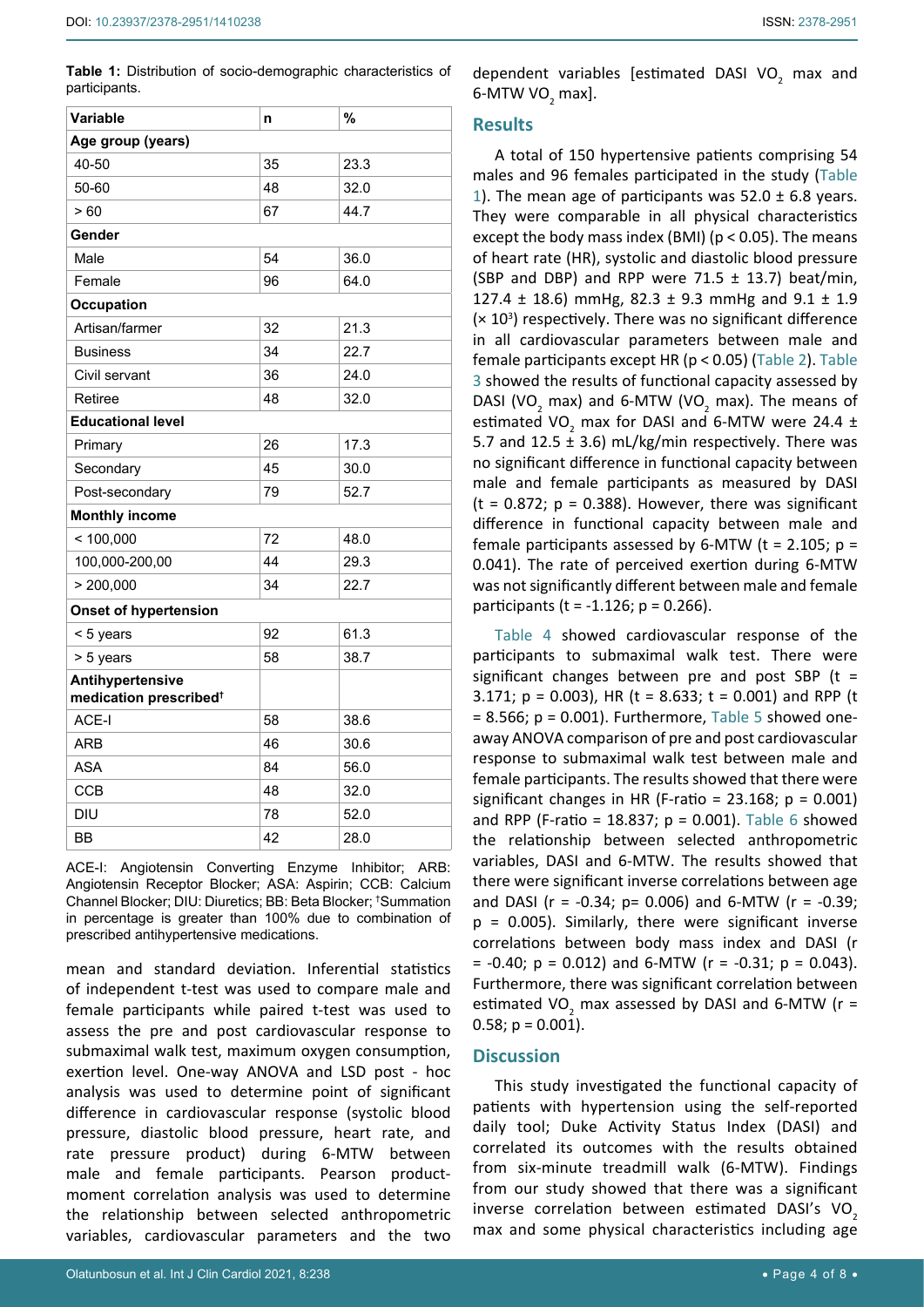**Table 1:** Distribution of socio-demographic characteristics of participants.

| Variable | n | % |
|---|---|---|
| **Age group (years)** | | |
| 40-50 | 35 | 23.3 |
| 50-60 | 48 | 32.0 |
| > 60 | 67 | 44.7 |
| **Gender** | | |
| Male | 54 | 36.0 |
| Female | 96 | 64.0 |
| **Occupation** | | |
| Artisan/farmer | 32 | 21.3 |
| Business | 34 | 22.7 |
| Civil servant | 36 | 24.0 |
| Retiree | 48 | 32.0 |
| **Educational level** | | |
| Primary | 26 | 17.3 |
| Secondary | 45 | 30.0 |
| Post-secondary | 79 | 52.7 |
| **Monthly income** | | |
| < 100,000 | 72 | 48.0 |
| 100,000-200,00 | 44 | 29.3 |
| > 200,000 | 34 | 22.7 |
| **Onset of hypertension** | | |
| < 5 years | 92 | 61.3 |
| > 5 years | 58 | 38.7 |
| **Antihypertensive medication prescribed**† | | |
| ACE-I | 58 | 38.6 |
| ARB | 46 | 30.6 |
| ASA | 84 | 56.0 |
| CCB | 48 | 32.0 |
| DIU | 78 | 52.0 |
| BB | 42 | 28.0 |

ACE-I: Angiotensin Converting Enzyme Inhibitor; ARB: Angiotensin Receptor Blocker; ASA: Aspirin; CCB: Calcium Channel Blocker; DIU: Diuretics; BB: Beta Blocker; †Summation in percentage is greater than 100% due to combination of prescribed antihypertensive medications.

mean and standard deviation. Inferential statistics of independent t-test was used to compare male and female participants while paired t-test was used to assess the pre and post cardiovascular response to submaximal walk test, maximum oxygen consumption, exertion level. One-way ANOVA and LSD post - hoc analysis was used to determine point of significant difference in cardiovascular response (systolic blood pressure, diastolic blood pressure, heart rate, and rate pressure product) during 6-MTW between male and female participants. Pearson product-moment correlation analysis was used to determine the relationship between selected anthropometric variables, cardiovascular parameters and the two dependent variables [estimated DASI $VO_2$ max and 6-MTW $VO_2$ max].

## Results

A total of 150 hypertensive patients comprising 54 males and 96 females participated in the study (Table 1). The mean age of participants was 52.0 ± 6.8 years. They were comparable in all physical characteristics except the body mass index (BMI) ($p < 0.05$). The means of heart rate (HR), systolic and diastolic blood pressure (SBP and DBP) and RPP were 71.5 ± 13.7) beat/min, 127.4 ± 18.6) mmHg, 82.3 ± 9.3 mmHg and 9.1 ± 1.9 ($\times 10^3$) respectively. There was no significant difference in all cardiovascular parameters between male and female participants except HR ($p < 0.05$) (Table 2). Table 3 showed the results of functional capacity assessed by DASI ($VO_2$ max) and 6-MTW ($VO_2$ max). The means of estimated $VO_2$ max for DASI and 6-MTW were 24.4 ± 5.7 and 12.5 ± 3.6) mL/kg/min respectively. There was no significant difference in functional capacity between male and female participants as measured by DASI ($t = 0.872$; $p = 0.388$). However, there was significant difference in functional capacity between male and female participants assessed by 6-MTW ($t = 2.105$; $p = 0.041$). The rate of perceived exertion during 6-MTW was not significantly different between male and female participants ($t = -1.126$; $p = 0.266$).

Table 4 showed cardiovascular response of the participants to submaximal walk test. There were significant changes between pre and post SBP ($t = 3.171$; $p = 0.003$), HR ($t = 8.633$; $t = 0.001$) and RPP ($t = 8.566$; $p = 0.001$). Furthermore, Table 5 showed one-away ANOVA comparison of pre and post cardiovascular response to submaximal walk test between male and female participants. The results showed that there were significant changes in HR (F-ratio = 23.168; $p = 0.001$) and RPP (F-ratio = 18.837; $p = 0.001$). Table 6 showed the relationship between selected anthropometric variables, DASI and 6-MTW. The results showed that there were significant inverse correlations between age and DASI ($r = -0.34$; $p = 0.006$) and 6-MTW ($r = -0.39$; $p = 0.005$). Similarly, there were significant inverse correlations between body mass index and DASI ($r = -0.40$; $p = 0.012$) and 6-MTW ($r = -0.31$; $p = 0.043$). Furthermore, there was significant correlation between estimated $VO_2$ max assessed by DASI and 6-MTW ($r = 0.58$; $p = 0.001$).

## Discussion

This study investigated the functional capacity of patients with hypertension using the self-reported daily tool; Duke Activity Status Index (DASI) and correlated its outcomes with the results obtained from six-minute treadmill walk (6-MTW). Findings from our study showed that there was a significant inverse correlation between estimated DASI's $VO_2$ max and some physical characteristics including age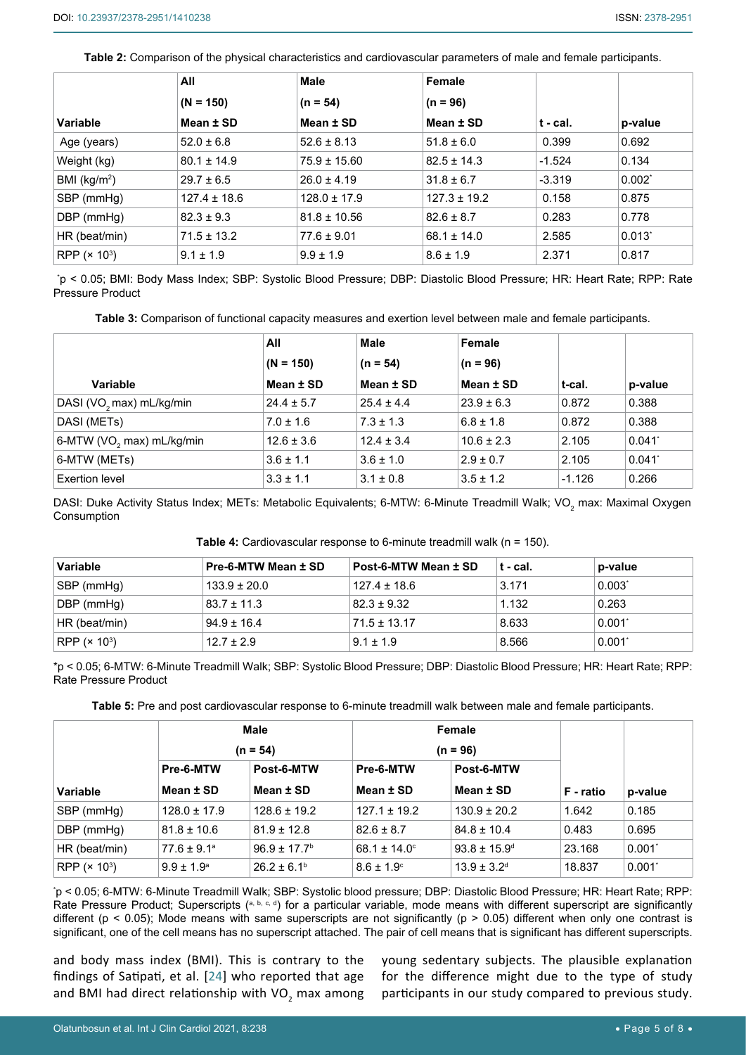**Table 2:** Comparison of the physical characteristics and cardiovascular parameters of male and female participants.

| Variable | All (N = 150) Mean ± SD | Male (n = 54) Mean ± SD | Female (n = 96) Mean ± SD | t - cal. | p-value |
|---|---|---|---|---|---|
| Age (years) | 52.0 ± 6.8 | 52.6 ± 8.13 | 51.8 ± 6.0 | 0.399 | 0.692 |
| Weight (kg) | 80.1 ± 14.9 | 75.9 ± 15.60 | 82.5 ± 14.3 | -1.524 | 0.134 |
| BMI (kg/$m^2$) | 29.7 ± 6.5 | 26.0 ± 4.19 | 31.8 ± 6.7 | -3.319 | 0.002* |
| SBP (mmHg) | 127.4 ± 18.6 | 128.0 ± 17.9 | 127.3 ± 19.2 | 0.158 | 0.875 |
| DBP (mmHg) | 82.3 ± 9.3 | 81.8 ± 10.56 | 82.6 ± 8.7 | 0.283 | 0.778 |
| HR (beat/min) | 71.5 ± 13.2 | 77.6 ± 9.01 | 68.1 ± 14.0 | 2.585 | 0.013* |
| RPP (× $10^3$) | 9.1 ± 1.9 | 9.9 ± 1.9 | 8.6 ± 1.9 | 2.371 | 0.817 |

*$p < 0.05$; BMI: Body Mass Index; SBP: Systolic Blood Pressure; DBP: Diastolic Blood Pressure; HR: Heart Rate; RPP: Rate Pressure Product

**Table 3:** Comparison of functional capacity measures and exertion level between male and female participants.

| Variable | All (N = 150) Mean ± SD | Male (n = 54) Mean ± SD | Female (n = 96) Mean ± SD | t-cal. | p-value |
|---|---|---|---|---|---|
| DASI ($VO_2$ max) mL/kg/min | 24.4 ± 5.7 | 25.4 ± 4.4 | 23.9 ± 6.3 | 0.872 | 0.388 |
| DASI (METs) | 7.0 ± 1.6 | 7.3 ± 1.3 | 6.8 ± 1.8 | 0.872 | 0.388 |
| 6-MTW ($VO_2$ max) mL/kg/min | 12.6 ± 3.6 | 12.4 ± 3.4 | 10.6 ± 2.3 | 2.105 | 0.041* |
| 6-MTW (METs) | 3.6 ± 1.1 | 3.6 ± 1.0 | 2.9 ± 0.7 | 2.105 | 0.041* |
| Exertion level | 3.3 ± 1.1 | 3.1 ± 0.8 | 3.5 ± 1.2 | -1.126 | 0.266 |

DASI: Duke Activity Status Index; METs: Metabolic Equivalents; 6-MTW: 6-Minute Treadmill Walk; $VO_2$ max: Maximal Oxygen Consumption

**Table 4:** Cardiovascular response to 6-minute treadmill walk (n = 150).

| Variable | Pre-6-MTW Mean ± SD | Post-6-MTW Mean ± SD | t - cal. | p-value |
|---|---|---|---|---|
| SBP (mmHg) | 133.9 ± 20.0 | 127.4 ± 18.6 | 3.171 | 0.003* |
| DBP (mmHg) | 83.7 ± 11.3 | 82.3 ± 9.32 | 1.132 | 0.263 |
| HR (beat/min) | 94.9 ± 16.4 | 71.5 ± 13.17 | 8.633 | 0.001* |
| RPP (× $10^3$) | 12.7 ± 2.9 | 9.1 ± 1.9 | 8.566 | 0.001* |

*$p < 0.05$; 6-MTW: 6-Minute Treadmill Walk; SBP: Systolic Blood Pressure; DBP: Diastolic Blood Pressure; HR: Heart Rate; RPP: Rate Pressure Product

**Table 5:** Pre and post cardiovascular response to 6-minute treadmill walk between male and female participants.

| | Male (n = 54) | | Female (n = 96) | | | |
|---|---|---|---|---|---|---|
| Variable | Pre-6-MTW Mean ± SD | Post-6-MTW Mean ± SD | Pre-6-MTW Mean ± SD | Post-6-MTW Mean ± SD | F - ratio | p-value |
| SBP (mmHg) | 128.0 ± 17.9 | 128.6 ± 19.2 | 127.1 ± 19.2 | 130.9 ± 20.2 | 1.642 | 0.185 |
| DBP (mmHg) | 81.8 ± 10.6 | 81.9 ± 12.8 | 82.6 ± 8.7 | 84.8 ± 10.4 | 0.483 | 0.695 |
| HR (beat/min) | 77.6 ± 9.1[a] | 96.9 ± 17.7[b] | 68.1 ± 14.0[c] | 93.8 ± 15.9[d] | 23.168 | 0.001* |
| RPP (× $10^3$) | 9.9 ± 1.9[a] | 26.2 ± 6.1[b] | 8.6 ± 1.9[c] | 13.9 ± 3.2[d] | 18.837 | 0.001* |

*$p < 0.05$; 6-MTW: 6-Minute Treadmill Walk; SBP: Systolic Blood pressure; DBP: Diastolic Blood Pressure; HR: Heart Rate; RPP: Rate Pressure Product; Superscripts ([a, b, c, d]) for a particular variable, mode means with different superscript are significantly different ($p < 0.05$); Mode means with same superscripts are not significantly ($p > 0.05$) different when only one contrast is significant, one of the cell means has no superscript attached. The pair of cell means that is significant has different superscripts.

and body mass index (BMI). This is contrary to the findings of Satipati, et al. [24] who reported that age and BMI had direct relationship with $VO_2$ max among young sedentary subjects. The plausible explanation for the difference might due to the type of study participants in our study compared to previous study.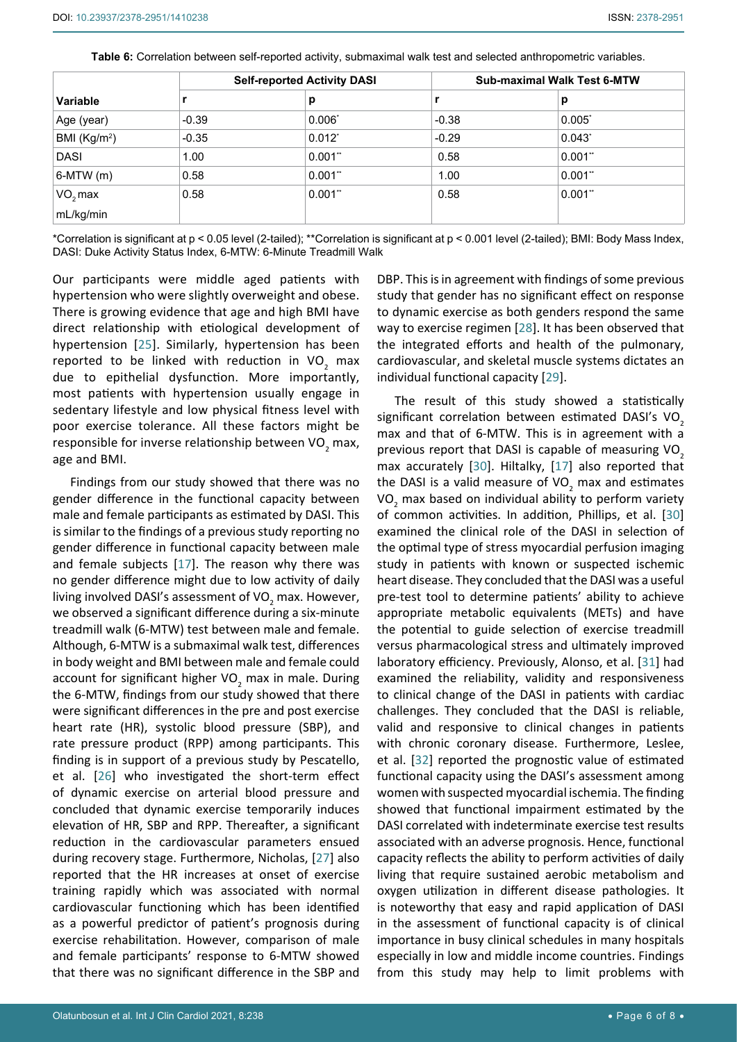**Table 6:** Correlation between self-reported activity, submaximal walk test and selected anthropometric variables.

| Variable | Self-reported Activity DASI | | Sub-maximal Walk Test 6-MTW | |
|---|---|---|---|---|
| | r | p | r | p |
| Age (year) | -0.39 | 0.006* | -0.38 | 0.005* |
| BMI ($Kg/m^2$) | -0.35 | 0.012* | -0.29 | 0.043* |
| DASI | 1.00 | 0.001** | 0.58 | 0.001** |
| 6-MTW (m) | 0.58 | 0.001** | 1.00 | 0.001** |
| $VO_2$ max mL/kg/min | 0.58 | 0.001** | 0.58 | 0.001** |

*Correlation is significant at $p < 0.05$ level (2-tailed); **Correlation is significant at $p < 0.001$ level (2-tailed); BMI: Body Mass Index, DASI: Duke Activity Status Index, 6-MTW: 6-Minute Treadmill Walk

Our participants were middle aged patients with hypertension who were slightly overweight and obese. There is growing evidence that age and high BMI have direct relationship with etiological development of hypertension [25]. Similarly, hypertension has been reported to be linked with reduction in $VO_2$ max due to epithelial dysfunction. More importantly, most patients with hypertension usually engage in sedentary lifestyle and low physical fitness level with poor exercise tolerance. All these factors might be responsible for inverse relationship between $VO_2$ max, age and BMI.

Findings from our study showed that there was no gender difference in the functional capacity between male and female participants as estimated by DASI. This is similar to the findings of a previous study reporting no gender difference in functional capacity between male and female subjects [17]. The reason why there was no gender difference might due to low activity of daily living involved DASI's assessment of $VO_2$ max. However, we observed a significant difference during a six-minute treadmill walk (6-MTW) test between male and female. Although, 6-MTW is a submaximal walk test, differences in body weight and BMI between male and female could account for significant higher $VO_2$ max in male. During the 6-MTW, findings from our study showed that there were significant differences in the pre and post exercise heart rate (HR), systolic blood pressure (SBP), and rate pressure product (RPP) among participants. This finding is in support of a previous study by Pescatello, et al. [26] who investigated the short-term effect of dynamic exercise on arterial blood pressure and concluded that dynamic exercise temporarily induces elevation of HR, SBP and RPP. Thereafter, a significant reduction in the cardiovascular parameters ensued during recovery stage. Furthermore, Nicholas, [27] also reported that the HR increases at onset of exercise training rapidly which was associated with normal cardiovascular functioning which has been identified as a powerful predictor of patient's prognosis during exercise rehabilitation. However, comparison of male and female participants' response to 6-MTW showed that there was no significant difference in the SBP and DBP. This is in agreement with findings of some previous study that gender has no significant effect on response to dynamic exercise as both genders respond the same way to exercise regimen [28]. It has been observed that the integrated efforts and health of the pulmonary, cardiovascular, and skeletal muscle systems dictates an individual functional capacity [29].

The result of this study showed a statistically significant correlation between estimated DASI's $VO_2$ max and that of 6-MTW. This is in agreement with a previous report that DASI is capable of measuring $VO_2$ max accurately [30]. Hiltalky, [17] also reported that the DASI is a valid measure of $VO_2$ max and estimates $VO_2$ max based on individual ability to perform variety of common activities. In addition, Phillips, et al. [30] examined the clinical role of the DASI in selection of the optimal type of stress myocardial perfusion imaging study in patients with known or suspected ischemic heart disease. They concluded that the DASI was a useful pre-test tool to determine patients' ability to achieve appropriate metabolic equivalents (METs) and have the potential to guide selection of exercise treadmill versus pharmacological stress and ultimately improved laboratory efficiency. Previously, Alonso, et al. [31] had examined the reliability, validity and responsiveness to clinical change of the DASI in patients with cardiac challenges. They concluded that the DASI is reliable, valid and responsive to clinical changes in patients with chronic coronary disease. Furthermore, Leslee, et al. [32] reported the prognostic value of estimated functional capacity using the DASI's assessment among women with suspected myocardial ischemia. The finding showed that functional impairment estimated by the DASI correlated with indeterminate exercise test results associated with an adverse prognosis. Hence, functional capacity reflects the ability to perform activities of daily living that require sustained aerobic metabolism and oxygen utilization in different disease pathologies. It is noteworthy that easy and rapid application of DASI in the assessment of functional capacity is of clinical importance in busy clinical schedules in many hospitals especially in low and middle income countries. Findings from this study may help to limit problems with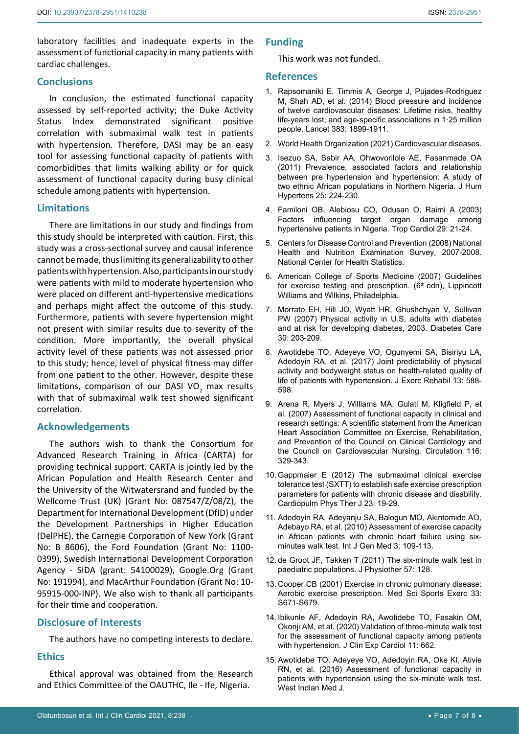laboratory facilities and inadequate experts in the assessment of functional capacity in many patients with cardiac challenges.

## Conclusions

In conclusion, the estimated functional capacity assessed by self-reported activity; the Duke Activity Status Index demonstrated significant positive correlation with submaximal walk test in patients with hypertension. Therefore, DASI may be an easy tool for assessing functional capacity of patients with comorbidities that limits walking ability or for quick assessment of functional capacity during busy clinical schedule among patients with hypertension.

## Limitations

There are limitations in our study and findings from this study should be interpreted with caution. First, this study was a cross-sectional survey and causal inference cannot be made, thus limiting its generalizability to other patients with hypertension. Also, participants in our study were patients with mild to moderate hypertension who were placed on different anti-hypertensive medications and perhaps might affect the outcome of this study. Furthermore, patients with severe hypertension might not present with similar results due to severity of the condition. More importantly, the overall physical activity level of these patients was not assessed prior to this study; hence, level of physical fitness may differ from one patient to the other. However, despite these limitations, comparison of our DASI $VO_2$ max results with that of submaximal walk test showed significant correlation.

## Acknowledgements

The authors wish to thank the Consortium for Advanced Research Training in Africa (CARTA) for providing technical support. CARTA is jointly led by the African Population and Health Research Center and the University of the Witwatersrand and funded by the Wellcome Trust (UK) (Grant No: 087547/Z/08/Z), the Department for International Development (DfID) under the Development Partnerships in Higher Education (DelPHE), the Carnegie Corporation of New York (Grant No: B 8606), the Ford Foundation (Grant No: 1100-0399), Swedish International Development Corporation Agency - SIDA (grant: 54100029), Google.Org (Grant No: 191994), and MacArthur Foundation (Grant No: 10-95915-000-INP). We also wish to thank all participants for their time and cooperation.

## Disclosure of Interests

The authors have no competing interests to declare.

## Ethics

Ethical approval was obtained from the Research and Ethics Committee of the OAUTHC, Ile - Ife, Nigeria.

## Funding

This work was not funded.

## References

1. Rapsomaniki E, Timmis A, George J, Pujades-Rodriguez M, Shah AD, et al. (2014) Blood pressure and incidence of twelve cardiovascular diseases: Lifetime risks, healthy life-years lost, and age-specific associations in 1·25 million people. Lancet 383: 1899-1911.
2. World Health Organization (2021) Cardiovascular diseases.
3. Isezuo SA, Sabir AA, Ohwovorilole AE, Fasanmade OA (2011) Prevalence, associated factors and relationship between pre hypertension and hypertension: A study of two ethnic African populations in Northern Nigeria. J Hum Hypertens 25: 224-230.
4. Familoni OB, Alebiosu CO, Odusan O, Raimi A (2003) Factors influencing target organ damage among hypertensive patients in Nigeria. Trop Cardiol 29: 21-24.
5. Centers for Disease Control and Prevention (2008) National Health and Nutrition Examination Survey, 2007-2008. National Center for Health Statistics.
6. American College of Sports Medicine (2007) Guidelines for exercise testing and prescription. (6th edn), Lippincott Williams and Wilkins, Philadelphia.
7. Morrato EH, Hill JO, Wyatt HR, Ghushchyan V, Sullivan PW (2007) Physical activity in U.S. adults with diabetes and at risk for developing diabetes, 2003. Diabetes Care 30: 203-209.
8. Awotidebe TO, Adeyeye VO, Ogunyemi SA, Bisiriyu LA, Adedoyin RA, et al. (2017) Joint predictability of physical activity and bodyweight status on health-related quality of life of patients with hypertension. J Exerc Rehabil 13: 588-598.
9. Arena R, Myers J, Williams MA, Gulati M, Kligfield P, et al. (2007) Assessment of functional capacity in clinical and research settings: A scientific statement from the American Heart Association Committee on Exercise, Rehabilitation, and Prevention of the Council on Clinical Cardiology and the Council on Cardiovascular Nursing. Circulation 116: 329-343.
10. Gappmaier E (2012) The submaximal clinical exercise tolerance test (SXTT) to establish safe exercise prescription parameters for patients with chronic disease and disability. Cardiopulm Phys Ther J 23: 19-29.
11. Adedoyin RA, Adeyanju SA, Balogun MO, Akintomide AO, Adebayo RA, et al. (2010) Assessment of exercise capacity in African patients with chronic heart failure using six-minutes walk test. Int J Gen Med 3: 109-113.
12. de Groot JF, Takken T (2011) The six-minute walk test in paediatric populations. J Physiother 57: 128.
13. Cooper CB (2001) Exercise in chronic pulmonary disease: Aerobic exercise prescription. Med Sci Sports Exerc 33: S671-S679.
14. Ibikunle AF, Adedoyin RA, Awotidebe TO, Fasakin OM, Okonji AM, et al. (2020) Validation of three-minute walk test for the assessment of functional capacity among patients with hypertension. J Clin Exp Cardiol 11: 662.
15. Awotidebe TO, Adeyeye VO, Adedoyin RA, Oke KI, Ativie RN, et al. (2016) Assessment of functional capacity in patients with hypertension using the six-minute walk test. West Indian Med J.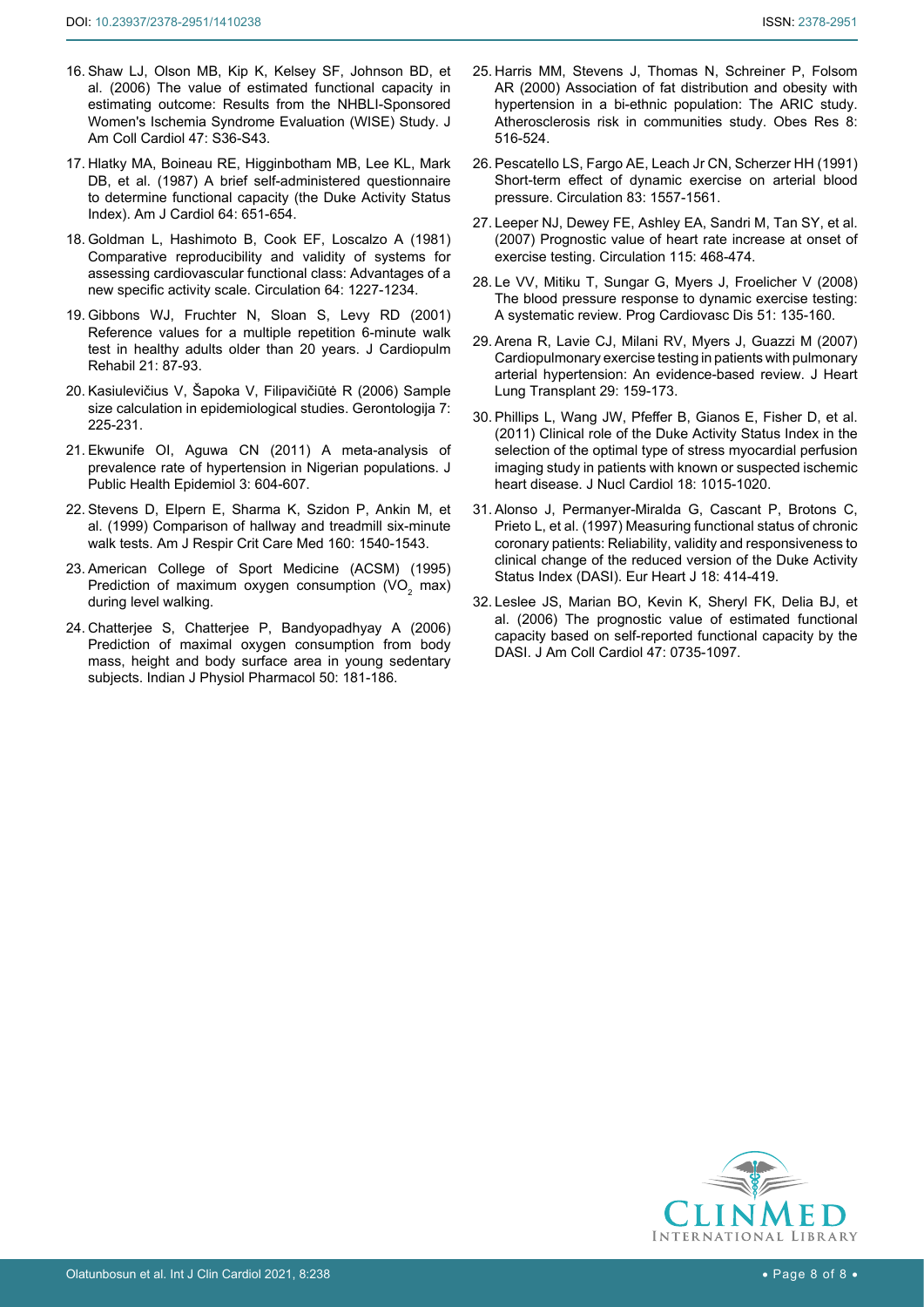16. Shaw LJ, Olson MB, Kip K, Kelsey SF, Johnson BD, et al. (2006) The value of estimated functional capacity in estimating outcome: Results from the NHBLI-Sponsored Women's Ischemia Syndrome Evaluation (WISE) Study. J Am Coll Cardiol 47: S36-S43.
17. Hlatky MA, Boineau RE, Higginbotham MB, Lee KL, Mark DB, et al. (1987) A brief self-administered questionnaire to determine functional capacity (the Duke Activity Status Index). Am J Cardiol 64: 651-654.
18. Goldman L, Hashimoto B, Cook EF, Loscalzo A (1981) Comparative reproducibility and validity of systems for assessing cardiovascular functional class: Advantages of a new specific activity scale. Circulation 64: 1227-1234.
19. Gibbons WJ, Fruchter N, Sloan S, Levy RD (2001) Reference values for a multiple repetition 6-minute walk test in healthy adults older than 20 years. J Cardiopulm Rehabil 21: 87-93.
20. Kasiulevičius V, Šapoka V, Filipavičiūtė R (2006) Sample size calculation in epidemiological studies. Gerontologija 7: 225-231.
21. Ekwunife OI, Aguwa CN (2011) A meta-analysis of prevalence rate of hypertension in Nigerian populations. J Public Health Epidemiol 3: 604-607.
22. Stevens D, Elpern E, Sharma K, Szidon P, Ankin M, et al. (1999) Comparison of hallway and treadmill six-minute walk tests. Am J Respir Crit Care Med 160: 1540-1543.
23. American College of Sport Medicine (ACSM) (1995) Prediction of maximum oxygen consumption ($VO_2$ max) during level walking.
24. Chatterjee S, Chatterjee P, Bandyopadhyay A (2006) Prediction of maximal oxygen consumption from body mass, height and body surface area in young sedentary subjects. Indian J Physiol Pharmacol 50: 181-186.
25. Harris MM, Stevens J, Thomas N, Schreiner P, Folsom AR (2000) Association of fat distribution and obesity with hypertension in a bi-ethnic population: The ARIC study. Atherosclerosis risk in communities study. Obes Res 8: 516-524.
26. Pescatello LS, Fargo AE, Leach Jr CN, Scherzer HH (1991) Short-term effect of dynamic exercise on arterial blood pressure. Circulation 83: 1557-1561.
27. Leeper NJ, Dewey FE, Ashley EA, Sandri M, Tan SY, et al. (2007) Prognostic value of heart rate increase at onset of exercise testing. Circulation 115: 468-474.
28. Le VV, Mitiku T, Sungar G, Myers J, Froelicher V (2008) The blood pressure response to dynamic exercise testing: A systematic review. Prog Cardiovasc Dis 51: 135-160.
29. Arena R, Lavie CJ, Milani RV, Myers J, Guazzi M (2007) Cardiopulmonary exercise testing in patients with pulmonary arterial hypertension: An evidence-based review. J Heart Lung Transplant 29: 159-173.
30. Phillips L, Wang JW, Pfeffer B, Gianos E, Fisher D, et al. (2011) Clinical role of the Duke Activity Status Index in the selection of the optimal type of stress myocardial perfusion imaging study in patients with known or suspected ischemic heart disease. J Nucl Cardiol 18: 1015-1020.
31. Alonso J, Permanyer-Miralda G, Cascant P, Brotons C, Prieto L, et al. (1997) Measuring functional status of chronic coronary patients: Reliability, validity and responsiveness to clinical change of the reduced version of the Duke Activity Status Index (DASI). Eur Heart J 18: 414-419.
32. Leslee JS, Marian BO, Kevin K, Sheryl FK, Delia BJ, et al. (2006) The prognostic value of estimated functional capacity based on self-reported functional capacity by the DASI. J Am Coll Cardiol 47: 0735-1097.